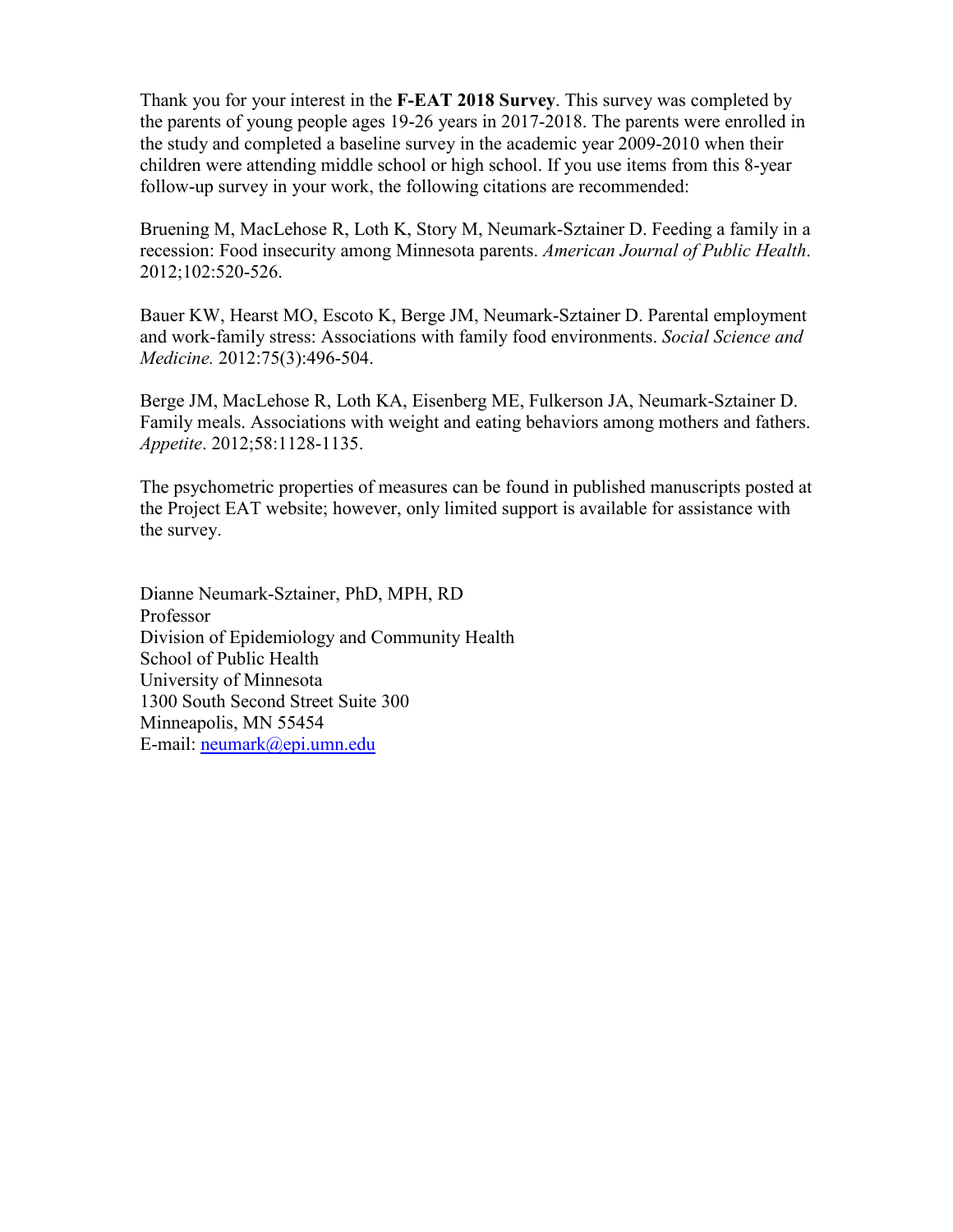Thank you for your interest in the **F-EAT 2018 Survey**. This survey was completed by the parents of young people ages 19-26 years in 2017-2018. The parents were enrolled in the study and completed a baseline survey in the academic year 2009-2010 when their children were attending middle school or high school. If you use items from this 8-year follow-up survey in your work, the following citations are recommended:

Bruening M, MacLehose R, Loth K, Story M, Neumark-Sztainer D. Feeding a family in a recession: Food insecurity among Minnesota parents. *American Journal of Public Health*. 2012;102:520-526.

Bauer KW, Hearst MO, Escoto K, Berge JM, Neumark-Sztainer D. Parental employment and work-family stress: Associations with family food environments. *Social Science and Medicine.* 2012:75(3):496-504.

Berge JM, MacLehose R, Loth KA, Eisenberg ME, Fulkerson JA, Neumark-Sztainer D. Family meals. Associations with weight and eating behaviors among mothers and fathers. *Appetite*. 2012;58:1128-1135.

The psychometric properties of measures can be found in published manuscripts posted at the Project EAT website; however, only limited support is available for assistance with the survey.

Dianne Neumark-Sztainer, PhD, MPH, RD
Professor
Division of Epidemiology and Community Health
School of Public Health
University of Minnesota
1300 South Second Street Suite 300
Minneapolis, MN 55454
E-mail: neumark@epi.umn.edu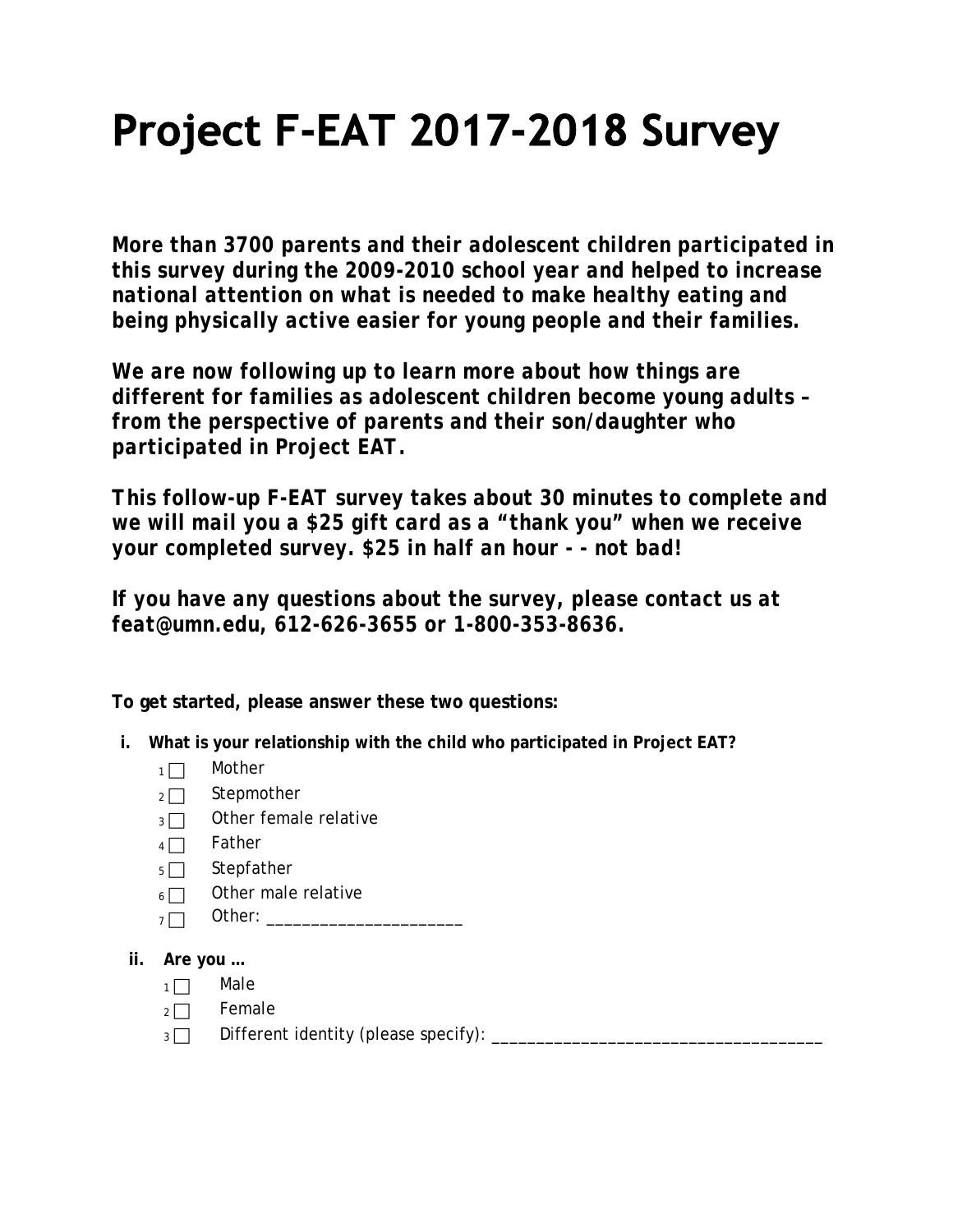# Project F-EAT 2017-2018 Survey

***More than 3700 parents and their adolescent children participated in this survey during the 2009-2010 school year and helped to increase national attention on what is needed to make healthy eating and being physically active easier for young people and their families.***

***We are now following up to learn more about how things are different for families as adolescent children become young adults – from the perspective of parents and their son/daughter who participated in Project EAT.***

***This follow-up F-EAT survey takes about 30 minutes to complete and we will mail you a $25 gift card as a "thank you" when we receive your completed survey. $25 in half an hour - - not bad!***

***If you have any questions about the survey, please contact us at feat@umn.edu, 612-626-3655 or 1-800-353-8636.***

**To get started, please answer these two questions:**

**i. What is your relationship with the child who participated in Project EAT?**

- 1 ☐ Mother
- 2 ☐ Stepmother
- 3 ☐ Other female relative
- 4 ☐ Father
- 5 ☐ Stepfather
- 6 ☐ Other male relative
- 7 ☐ Other: _____________________

**ii. Are you …**

- 1 ☐ Male
- 2 ☐ Female
- 3 ☐ Different identity (please specify): ___________________________________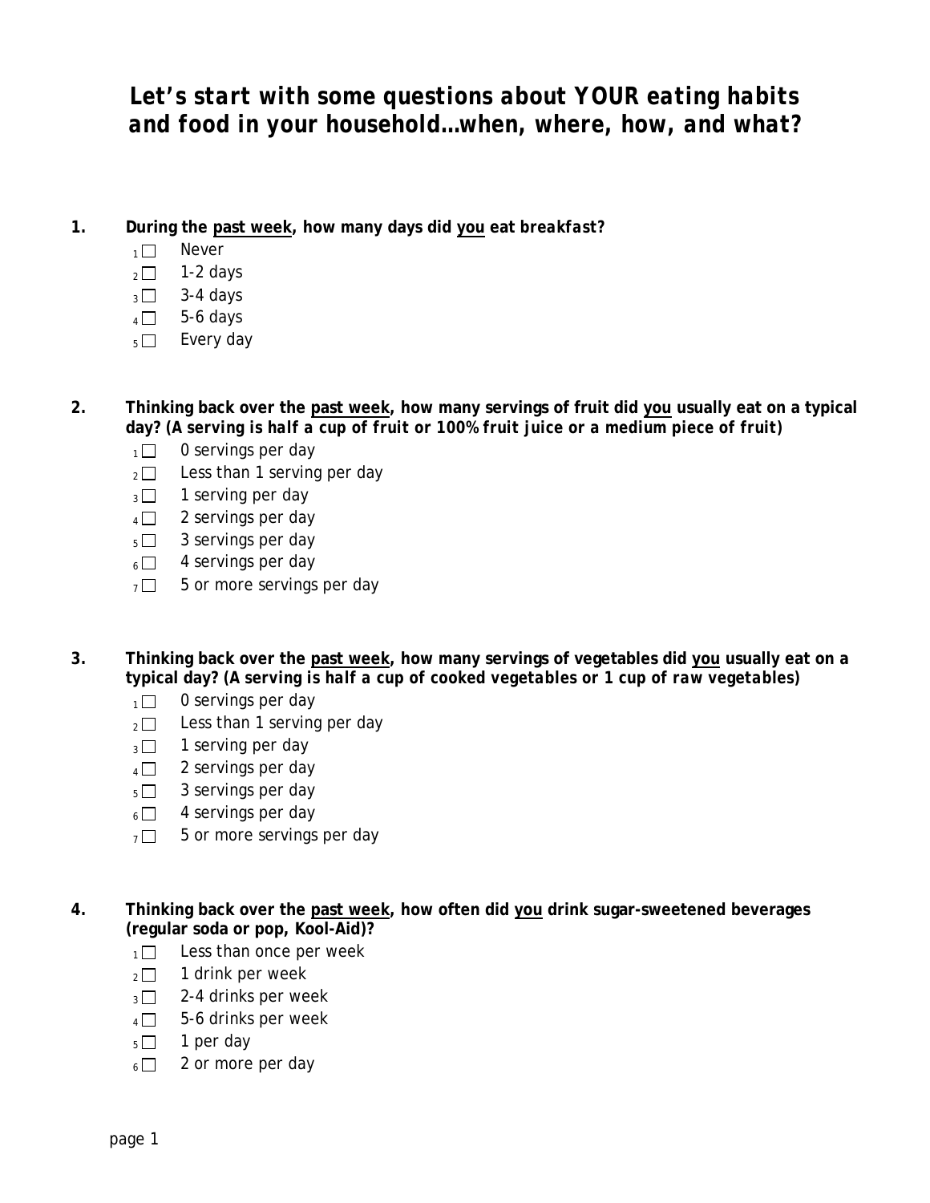# *Let's start with some questions about YOUR eating habits and food in your household…when, where, how, and what?*

**1. During the <u>past week</u>, how many days did <u>you</u> eat *breakfast*?**

- 1 ☐ Never
- 2 ☐ 1-2 days
- 3 ☐ 3-4 days
- 4 ☐ 5-6 days
- 5 ☐ Every day

**2. Thinking back over the <u>past week</u>, how many servings of fruit did <u>you</u> usually eat on a typical day? (*A serving is half a cup of fruit or 100% fruit juice or a medium piece of fruit*)**

- 1 ☐ 0 servings per day
- 2 ☐ Less than 1 serving per day
- 3 ☐ 1 serving per day
- 4 ☐ 2 servings per day
- 5 ☐ 3 servings per day
- 6 ☐ 4 servings per day
- 7 ☐ 5 or more servings per day

**3. Thinking back over the <u>past week</u>, how many servings of vegetables did <u>you</u> usually eat on a typical day? (*A serving is half a cup of cooked vegetables or 1 cup of raw vegetables*)**

- 1 ☐ 0 servings per day
- 2 ☐ Less than 1 serving per day
- 3 ☐ 1 serving per day
- 4 ☐ 2 servings per day
- 5 ☐ 3 servings per day
- 6 ☐ 4 servings per day
- 7 ☐ 5 or more servings per day

**4. Thinking back over the <u>past week</u>, how often did <u>you</u> drink sugar-sweetened beverages (regular soda or pop, Kool-Aid)?**

- 1 ☐ Less than once per week
- 2 ☐ 1 drink per week
- 3 ☐ 2-4 drinks per week
- 4 ☐ 5-6 drinks per week
- 5 ☐ 1 per day
- 6 ☐ 2 or more per day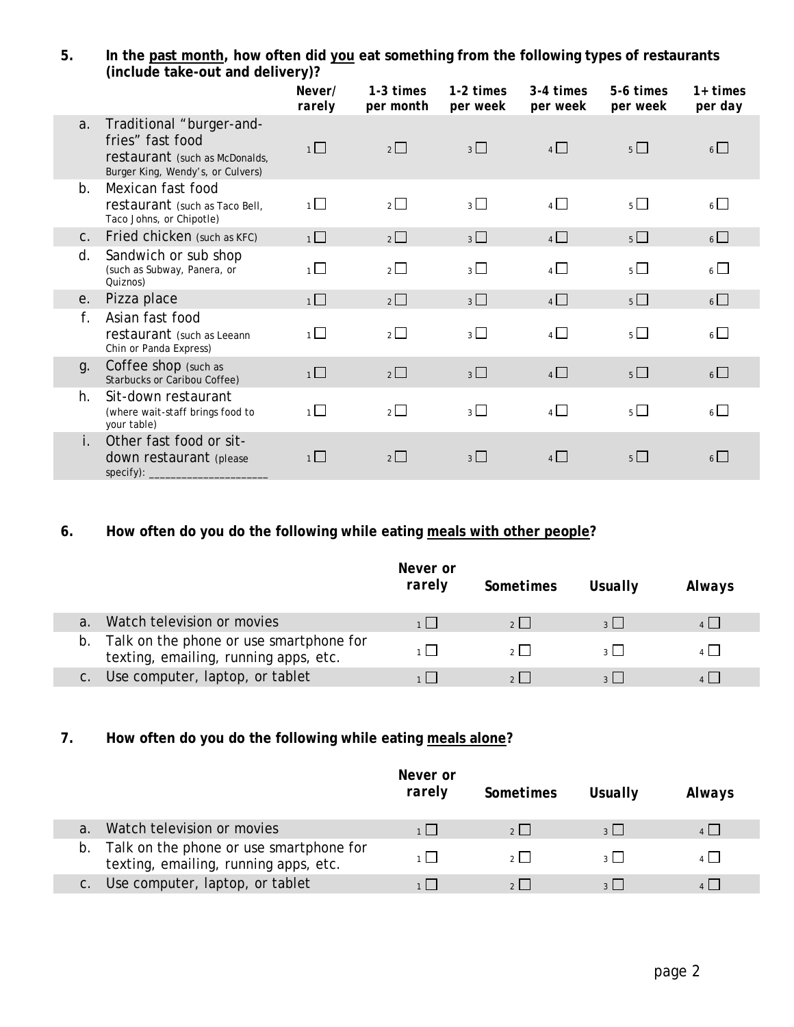**5. In the <u>past month</u>, how often did <u>you</u> eat something from the following types of restaurants (include take-out and delivery)?**

| | | Never/ rarely | 1-3 times per month | 1-2 times per week | 3-4 times per week | 5-6 times per week | 1+ times per day |
|---|---|---|---|---|---|---|---|
| a. | Traditional "burger-and-fries" fast food restaurant (such as McDonalds, Burger King, Wendy's, or Culvers) | 1 ☐ | 2 ☐ | 3 ☐ | 4 ☐ | 5 ☐ | 6 ☐ |
| b. | Mexican fast food restaurant (such as Taco Bell, Taco Johns, or Chipotle) | 1 ☐ | 2 ☐ | 3 ☐ | 4 ☐ | 5 ☐ | 6 ☐ |
| c. | Fried chicken (such as KFC) | 1 ☐ | 2 ☐ | 3 ☐ | 4 ☐ | 5 ☐ | 6 ☐ |
| d. | Sandwich or sub shop (such as Subway, Panera, or Quiznos) | 1 ☐ | 2 ☐ | 3 ☐ | 4 ☐ | 5 ☐ | 6 ☐ |
| e. | Pizza place | 1 ☐ | 2 ☐ | 3 ☐ | 4 ☐ | 5 ☐ | 6 ☐ |
| f. | Asian fast food restaurant (such as Leeann Chin or Panda Express) | 1 ☐ | 2 ☐ | 3 ☐ | 4 ☐ | 5 ☐ | 6 ☐ |
| g. | Coffee shop (such as Starbucks or Caribou Coffee) | 1 ☐ | 2 ☐ | 3 ☐ | 4 ☐ | 5 ☐ | 6 ☐ |
| h. | Sit-down restaurant (where wait-staff brings food to your table) | 1 ☐ | 2 ☐ | 3 ☐ | 4 ☐ | 5 ☐ | 6 ☐ |
| i. | Other fast food or sit-down restaurant (please specify): ____________________ | 1 ☐ | 2 ☐ | 3 ☐ | 4 ☐ | 5 ☐ | 6 ☐ |

**6. How often do you do the following while eating <u>meals with other people</u>?**

| | | Never or rarely | Sometimes | Usually | Always |
|---|---|---|---|---|---|
| a. | Watch television or movies | 1 ☐ | 2 ☐ | 3 ☐ | 4 ☐ |
| b. | Talk on the phone or use smartphone for texting, emailing, running apps, etc. | 1 ☐ | 2 ☐ | 3 ☐ | 4 ☐ |
| c. | Use computer, laptop, or tablet | 1 ☐ | 2 ☐ | 3 ☐ | 4 ☐ |

**7. How often do you do the following while eating <u>meals alone</u>?**

| | | Never or rarely | Sometimes | Usually | Always |
|---|---|---|---|---|---|
| a. | Watch television or movies | 1 ☐ | 2 ☐ | 3 ☐ | 4 ☐ |
| b. | Talk on the phone or use smartphone for texting, emailing, running apps, etc. | 1 ☐ | 2 ☐ | 3 ☐ | 4 ☐ |
| c. | Use computer, laptop, or tablet | 1 ☐ | 2 ☐ | 3 ☐ | 4 ☐ |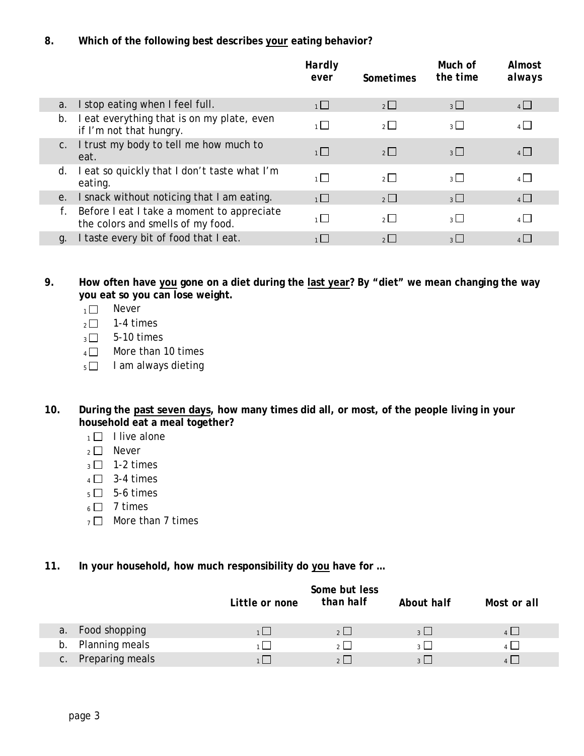**8. Which of the following best describes <u>your</u> eating behavior?**

| | *Hardly ever* | *Sometimes* | *Much of the time* | *Almost always* |
|---|---|---|---|---|
| a. I stop eating when I feel full. | 1 ☐ | 2 ☐ | 3 ☐ | 4 ☐ |
| b. I eat everything that is on my plate, even if I'm not that hungry. | 1 ☐ | 2 ☐ | 3 ☐ | 4 ☐ |
| c. I trust my body to tell me how much to eat. | 1 ☐ | 2 ☐ | 3 ☐ | 4 ☐ |
| d. I eat so quickly that I don't taste what I'm eating. | 1 ☐ | 2 ☐ | 3 ☐ | 4 ☐ |
| e. I snack without noticing that I am eating. | 1 ☐ | 2 ☐ | 3 ☐ | 4 ☐ |
| f. Before I eat I take a moment to appreciate the colors and smells of my food. | 1 ☐ | 2 ☐ | 3 ☐ | 4 ☐ |
| g. I taste every bit of food that I eat. | 1 ☐ | 2 ☐ | 3 ☐ | 4 ☐ |

**9. How often have <u>you</u> gone on a diet during the <u>last year</u>? By "diet" we mean changing the way you eat so you can lose weight.**

- 1 ☐ Never
- 2 ☐ 1-4 times
- 3 ☐ 5-10 times
- 4 ☐ More than 10 times
- 5 ☐ I am always dieting

**10. During the <u>past seven days</u>, how many times did all, or most, of the people living in your household eat a meal together?**

- 1 ☐ I live alone
- 2 ☐ Never
- 3 ☐ 1-2 times
- 4 ☐ 3-4 times
- 5 ☐ 5-6 times
- 6 ☐ 7 times
- 7 ☐ More than 7 times

**11. In your household, how much responsibility do <u>you</u> have for …**

| | *Little or none* | *Some but less than half* | *About half* | *Most or all* |
|---|---|---|---|---|
| a. Food shopping | 1 ☐ | 2 ☐ | 3 ☐ | 4 ☐ |
| b. Planning meals | 1 ☐ | 2 ☐ | 3 ☐ | 4 ☐ |
| c. Preparing meals | 1 ☐ | 2 ☐ | 3 ☐ | 4 ☐ |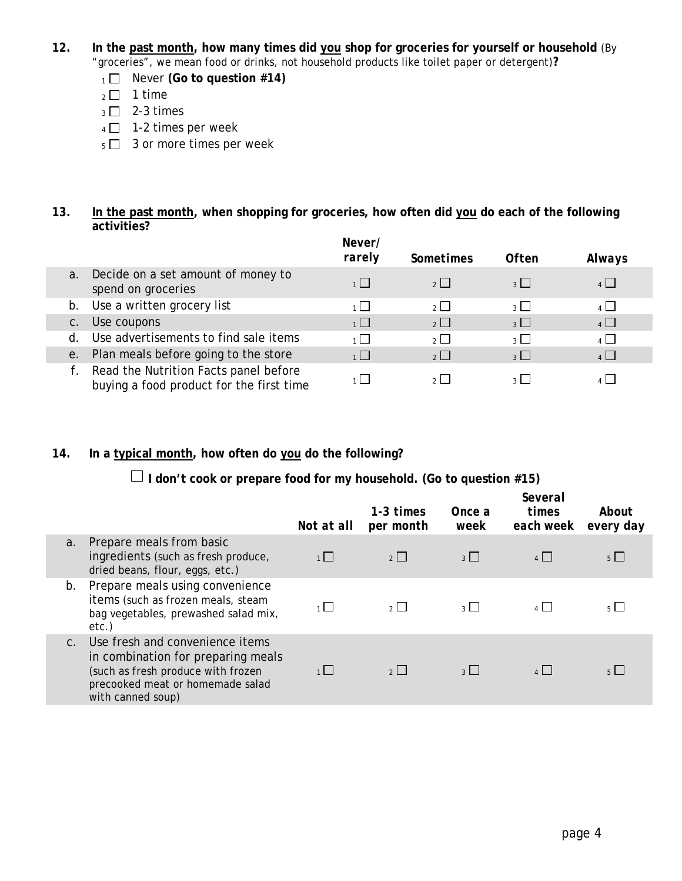**12. In the past month, how many times did you shop for groceries for yourself or household** (By "groceries", we mean food or drinks, not household products like toilet paper or detergent)**?**

- 1 ☐ Never **(Go to question #14)**
- 2 ☐ 1 time
- 3 ☐ 2-3 times
- 4 ☐ 1-2 times per week
- 5 ☐ 3 or more times per week

**13. In the past month, when shopping for groceries, how often did you do each of the following activities?**

| | | Never/ rarely | Sometimes | Often | Always |
|---|---|---|---|---|---|
| a. | Decide on a set amount of money to spend on groceries | 1 ☐ | 2 ☐ | 3 ☐ | 4 ☐ |
| b. | Use a written grocery list | 1 ☐ | 2 ☐ | 3 ☐ | 4 ☐ |
| c. | Use coupons | 1 ☐ | 2 ☐ | 3 ☐ | 4 ☐ |
| d. | Use advertisements to find sale items | 1 ☐ | 2 ☐ | 3 ☐ | 4 ☐ |
| e. | Plan meals before going to the store | 1 ☐ | 2 ☐ | 3 ☐ | 4 ☐ |
| f. | Read the Nutrition Facts panel before buying a food product for the first time | 1 ☐ | 2 ☐ | 3 ☐ | 4 ☐ |

**14. In a typical month, how often do you do the following?**

☐ **I don't cook or prepare food for my household. (Go to question #15)**

| | | Not at all | 1-3 times per month | Once a week | Several times each week | About every day |
|---|---|---|---|---|---|---|
| a. | Prepare meals from basic ingredients (such as fresh produce, dried beans, flour, eggs, etc.) | 1 ☐ | 2 ☐ | 3 ☐ | 4 ☐ | 5 ☐ |
| b. | Prepare meals using convenience items (such as frozen meals, steam bag vegetables, prewashed salad mix, etc.) | 1 ☐ | 2 ☐ | 3 ☐ | 4 ☐ | 5 ☐ |
| c. | Use fresh and convenience items in combination for preparing meals (such as fresh produce with frozen precooked meat or homemade salad with canned soup) | 1 ☐ | 2 ☐ | 3 ☐ | 4 ☐ | 5 ☐ |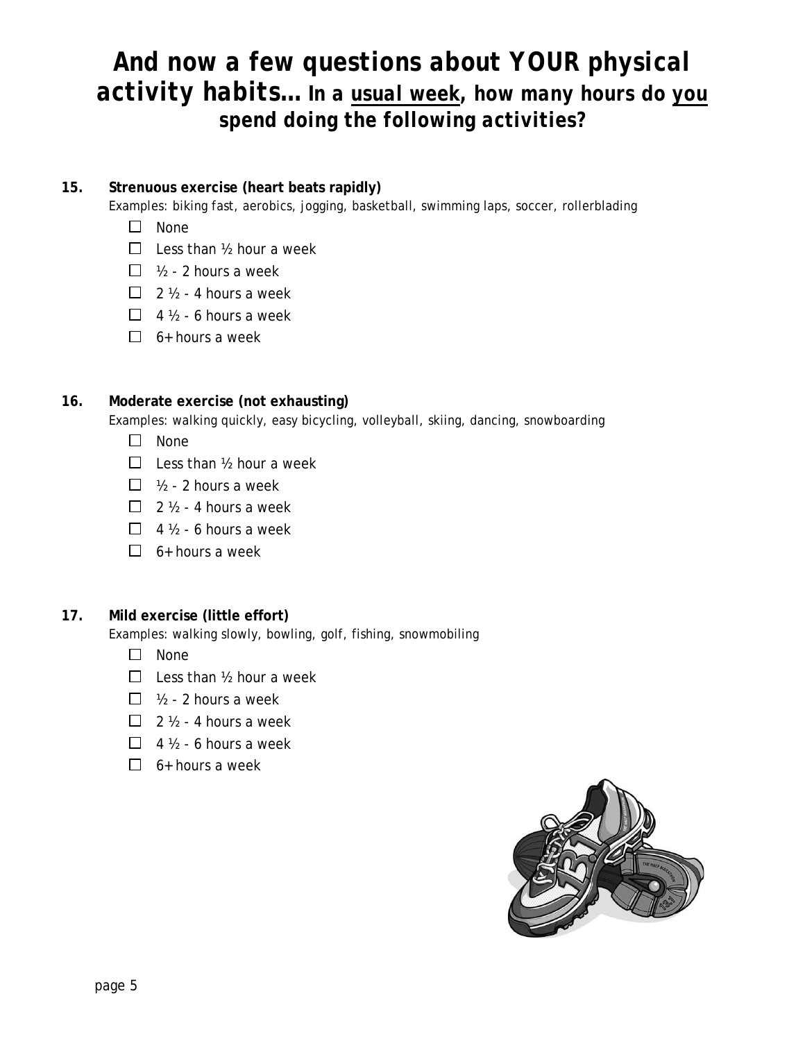# And now a few questions about YOUR physical activity habits… In a <u>usual week</u>, how many hours do <u>you</u> spend doing the following activities?

**15. Strenuous exercise (heart beats rapidly)**

*Examples: biking fast, aerobics, jogging, basketball, swimming laps, soccer, rollerblading*

- ☐ None
- ☐ Less than ½ hour a week
- ☐ ½ - 2 hours a week
- ☐ 2 ½ - 4 hours a week
- ☐ 4 ½ - 6 hours a week
- ☐ 6+ hours a week

**16. Moderate exercise (not exhausting)**

*Examples: walking quickly, easy bicycling, volleyball, skiing, dancing, snowboarding*

- ☐ None
- ☐ Less than ½ hour a week
- ☐ ½ - 2 hours a week
- ☐ 2 ½ - 4 hours a week
- ☐ 4 ½ - 6 hours a week
- ☐ 6+ hours a week

**17. Mild exercise (little effort)**

*Examples: walking slowly, bowling, golf, fishing, snowmobiling*

- ☐ None
- ☐ Less than ½ hour a week
- ☐ ½ - 2 hours a week
- ☐ 2 ½ - 4 hours a week
- ☐ 4 ½ - 6 hours a week
- ☐ 6+ hours a week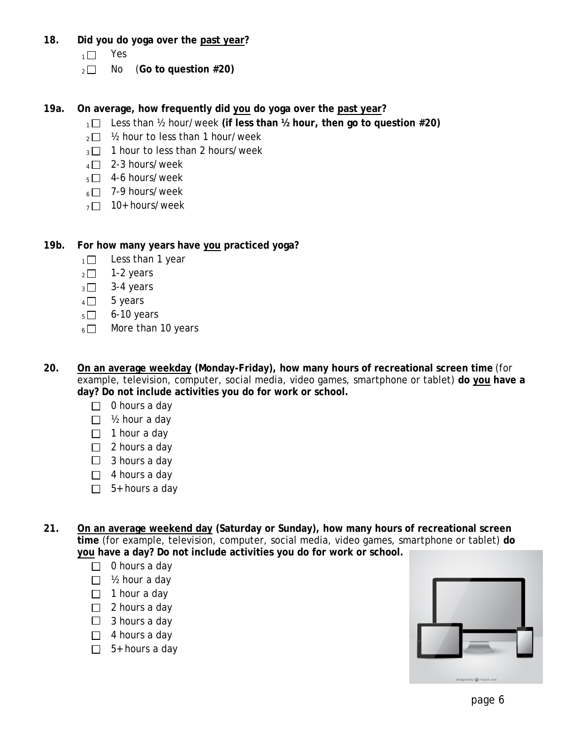**18. Did you do yoga over the <u>past year</u>?**

- [ ] 1 Yes
- [ ] 2 No (**Go to question #20)**

**19a. On average, how frequently did <u>you</u> do yoga over the <u>past year</u>?**

- [ ] 1 Less than ½ hour/week **(if less than ½ hour, then go to question #20)**
- [ ] 2 ½ hour to less than 1 hour/week
- [ ] 3 1 hour to less than 2 hours/week
- [ ] 4 2-3 hours/week
- [ ] 5 4-6 hours/week
- [ ] 6 7-9 hours/week
- [ ] 7 10+ hours/week

**19b. For how many years have <u>you</u> practiced yoga?**

- [ ] 1 Less than 1 year
- [ ] 2 1-2 years
- [ ] 3 3-4 years
- [ ] 4 5 years
- [ ] 5 6-10 years
- [ ] 6 More than 10 years

**20. <u>On an average weekday</u> (Monday-Friday), how many hours of recreational screen time** (for example, television, computer, social media, video games, smartphone or tablet) **do <u>you</u> have a day? Do not include activities you do for work or school.**

- [ ] 0 hours a day
- [ ] ½ hour a day
- [ ] 1 hour a day
- [ ] 2 hours a day
- [ ] 3 hours a day
- [ ] 4 hours a day
- [ ] 5+ hours a day

**21. <u>On an average weekend day</u> (Saturday or Sunday), how many hours of recreational screen time** (for example, television, computer, social media, video games, smartphone or tablet) **do <u>you</u> have a day? Do not include activities you do for work or school.**

- [ ] 0 hours a day
- [ ] ½ hour a day
- [ ] 1 hour a day
- [ ] 2 hours a day
- [ ] 3 hours a day
- [ ] 4 hours a day
- [ ] 5+ hours a day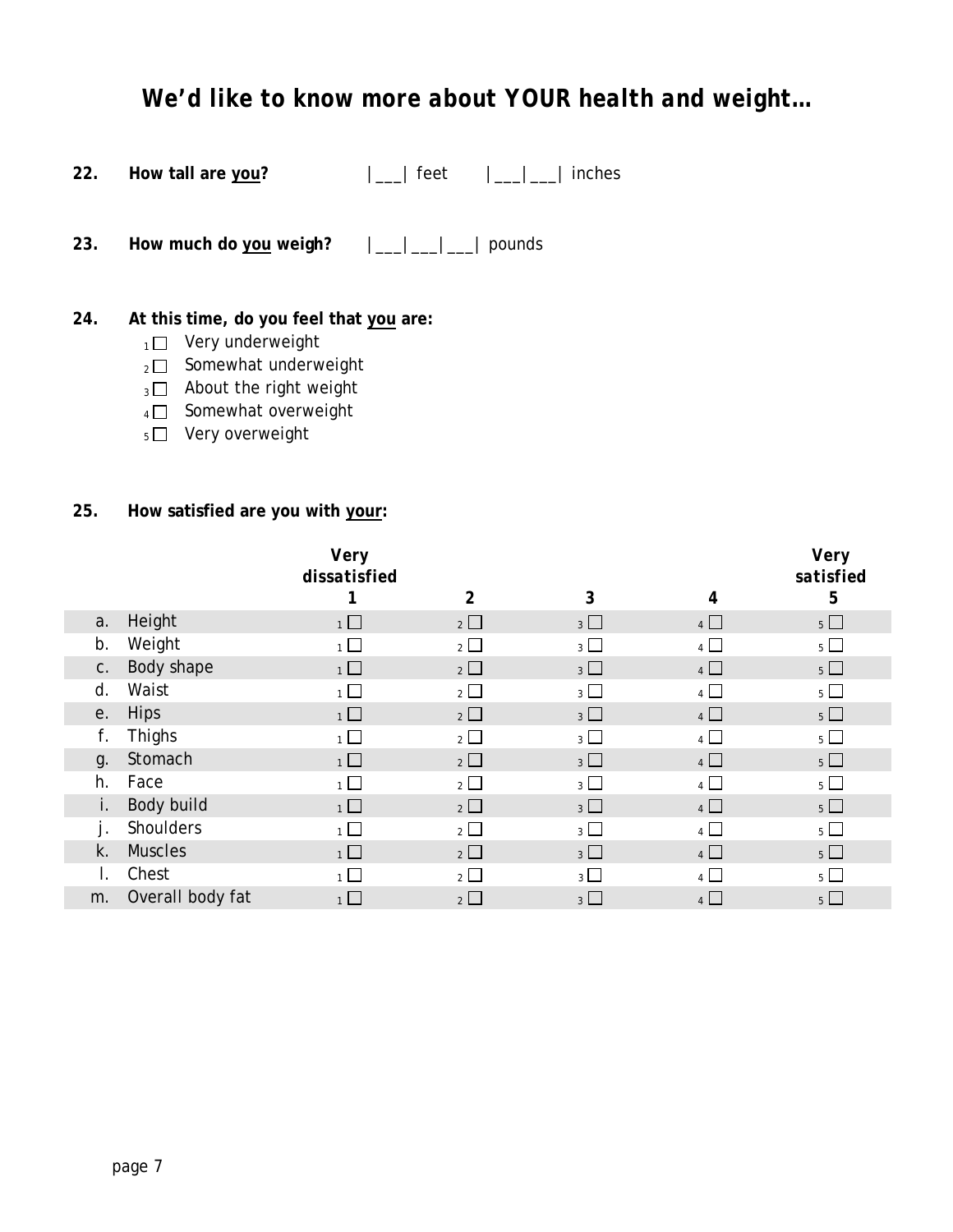# *We'd like to know more about YOUR health and weight…*

**22. How tall are you?** |___| feet |___|___| inches

**23. How much do you weigh?** |___|___|___| pounds

**24. At this time, do you feel that you are:**

- 1 ☐ Very underweight
- 2 ☐ Somewhat underweight
- 3 ☐ About the right weight
- 4 ☐ Somewhat overweight
- 5 ☐ Very overweight

**25. How satisfied are you with your:**

| | | *Very dissatisfied* 1 | 2 | 3 | 4 | *Very satisfied* 5 |
|---|---|---|---|---|---|---|
| a. | Height | 1 ☐ | 2 ☐ | 3 ☐ | 4 ☐ | 5 ☐ |
| b. | Weight | 1 ☐ | 2 ☐ | 3 ☐ | 4 ☐ | 5 ☐ |
| c. | Body shape | 1 ☐ | 2 ☐ | 3 ☐ | 4 ☐ | 5 ☐ |
| d. | Waist | 1 ☐ | 2 ☐ | 3 ☐ | 4 ☐ | 5 ☐ |
| e. | Hips | 1 ☐ | 2 ☐ | 3 ☐ | 4 ☐ | 5 ☐ |
| f. | Thighs | 1 ☐ | 2 ☐ | 3 ☐ | 4 ☐ | 5 ☐ |
| g. | Stomach | 1 ☐ | 2 ☐ | 3 ☐ | 4 ☐ | 5 ☐ |
| h. | Face | 1 ☐ | 2 ☐ | 3 ☐ | 4 ☐ | 5 ☐ |
| i. | Body build | 1 ☐ | 2 ☐ | 3 ☐ | 4 ☐ | 5 ☐ |
| j. | Shoulders | 1 ☐ | 2 ☐ | 3 ☐ | 4 ☐ | 5 ☐ |
| k. | Muscles | 1 ☐ | 2 ☐ | 3 ☐ | 4 ☐ | 5 ☐ |
| l. | Chest | 1 ☐ | 2 ☐ | 3 ☐ | 4 ☐ | 5 ☐ |
| m. | Overall body fat | 1 ☐ | 2 ☐ | 3 ☐ | 4 ☐ | 5 ☐ |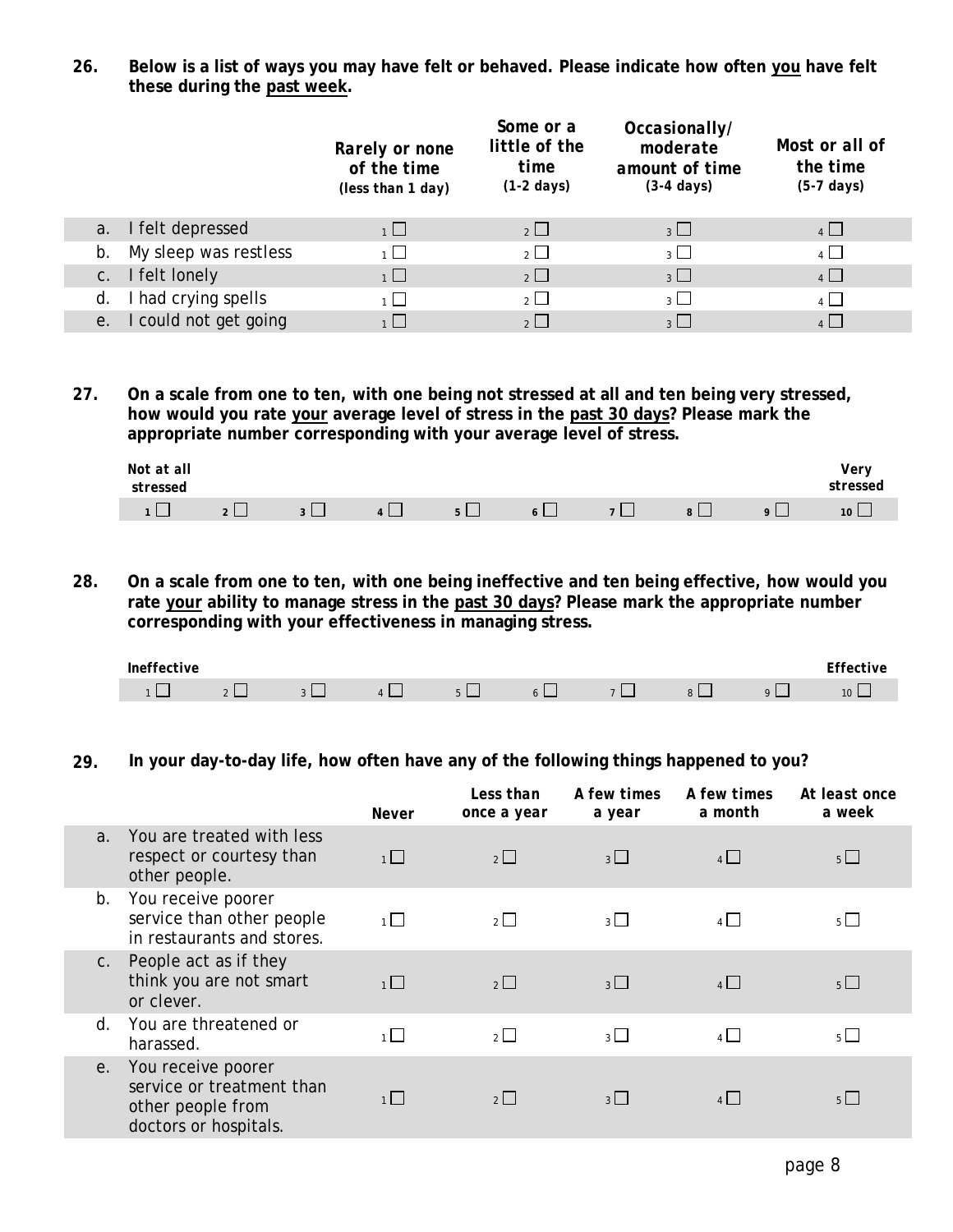**26. Below is a list of ways you may have felt or behaved. Please indicate how often <u>you</u> have felt these during the <u>past week</u>.**

| | Rarely or none of the time (less than 1 day) | Some or a little of the time (1-2 days) | Occasionally/ moderate amount of time (3-4 days) | Most or all of the time (5-7 days) |
|---|---|---|---|---|
| a. I felt depressed | 1 ☐ | 2 ☐ | 3 ☐ | 4 ☐ |
| b. My sleep was restless | 1 ☐ | 2 ☐ | 3 ☐ | 4 ☐ |
| c. I felt lonely | 1 ☐ | 2 ☐ | 3 ☐ | 4 ☐ |
| d. I had crying spells | 1 ☐ | 2 ☐ | 3 ☐ | 4 ☐ |
| e. I could not get going | 1 ☐ | 2 ☐ | 3 ☐ | 4 ☐ |

**27. On a scale from one to ten, with one being not stressed at all and ten being very stressed, how would you rate <u>your</u> average level of stress in the <u>past 30 days</u>? Please mark the appropriate number corresponding with your average level of stress.**

| Not at all stressed | | | | | | | | | Very stressed |
|---|---|---|---|---|---|---|---|---|---|
| 1 ☐ | 2 ☐ | 3 ☐ | 4 ☐ | 5 ☐ | 6 ☐ | 7 ☐ | 8 ☐ | 9 ☐ | 10 ☐ |

**28. On a scale from one to ten, with one being ineffective and ten being effective, how would you rate <u>your</u> ability to manage stress in the <u>past 30 days</u>? Please mark the appropriate number corresponding with your effectiveness in managing stress.**

| Ineffective | | | | | | | | | Effective |
|---|---|---|---|---|---|---|---|---|---|
| 1 ☐ | 2 ☐ | 3 ☐ | 4 ☐ | 5 ☐ | 6 ☐ | 7 ☐ | 8 ☐ | 9 ☐ | 10 ☐ |

**29. In your day-to-day life, how often have any of the following things happened to you?**

| | Never | Less than once a year | A few times a year | A few times a month | At least once a week |
|---|---|---|---|---|---|
| a. You are treated with less respect or courtesy than other people. | 1 ☐ | 2 ☐ | 3 ☐ | 4 ☐ | 5 ☐ |
| b. You receive poorer service than other people in restaurants and stores. | 1 ☐ | 2 ☐ | 3 ☐ | 4 ☐ | 5 ☐ |
| c. People act as if they think you are not smart or clever. | 1 ☐ | 2 ☐ | 3 ☐ | 4 ☐ | 5 ☐ |
| d. You are threatened or harassed. | 1 ☐ | 2 ☐ | 3 ☐ | 4 ☐ | 5 ☐ |
| e. You receive poorer service or treatment than other people from doctors or hospitals. | 1 ☐ | 2 ☐ | 3 ☐ | 4 ☐ | 5 ☐ |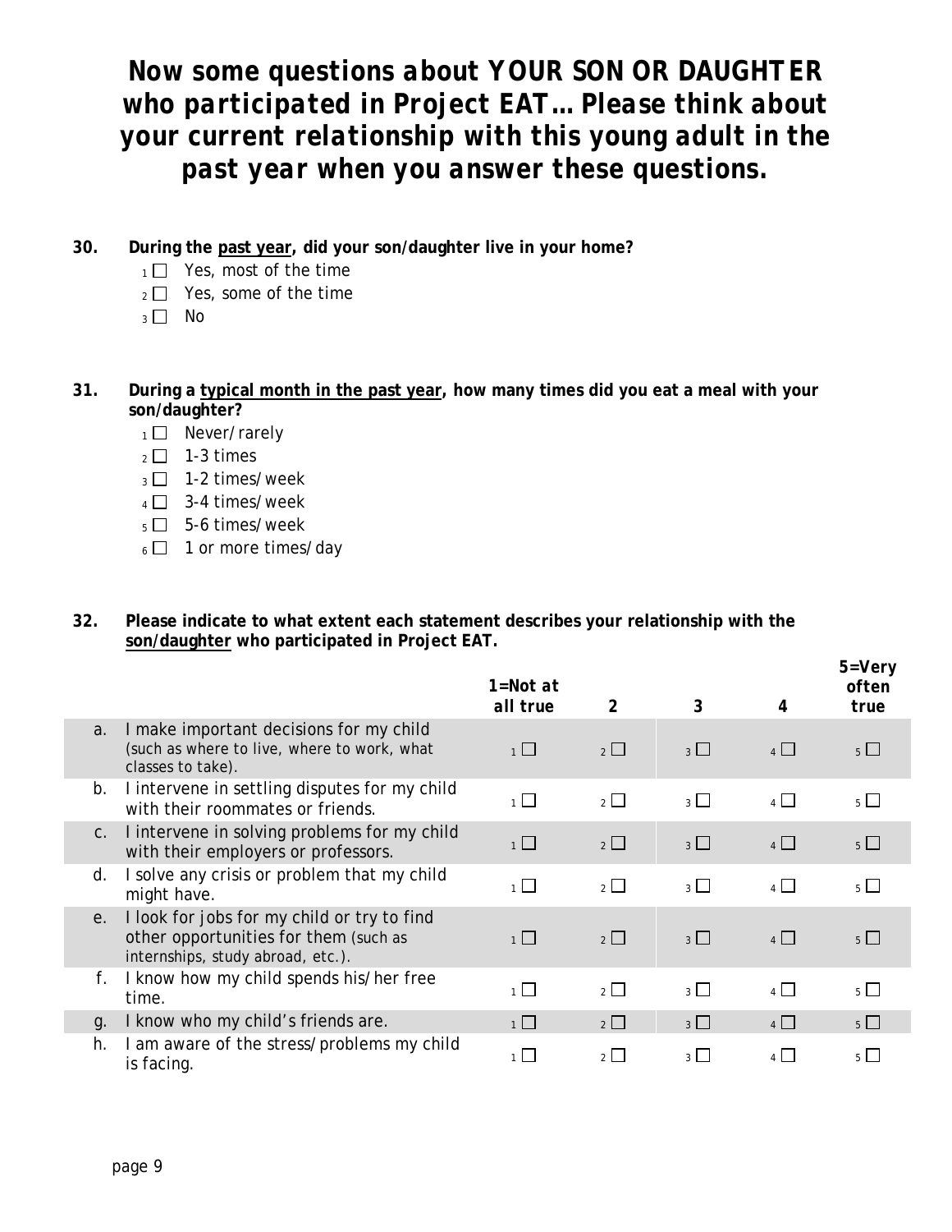# *Now some questions about YOUR SON OR DAUGHTER who participated in Project EAT… Please think about your current relationship with this young adult in the past year when you answer these questions.*

**30. During the past year, did your son/daughter live in your home?**

- 1 ☐ Yes, most of the time
- 2 ☐ Yes, some of the time
- 3 ☐ No

**31. During a typical month in the past year, how many times did you eat a meal with your son/daughter?**

- 1 ☐ Never/rarely
- 2 ☐ 1-3 times
- 3 ☐ 1-2 times/week
- 4 ☐ 3-4 times/week
- 5 ☐ 5-6 times/week
- 6 ☐ 1 or more times/day

**32. Please indicate to what extent each statement describes your relationship with the son/daughter who participated in Project EAT.**

| | | 1=Not at all true | 2 | 3 | 4 | 5=Very often true |
|---|---|---|---|---|---|---|
| a. | I make important decisions for my child (such as where to live, where to work, what classes to take). | 1 ☐ | 2 ☐ | 3 ☐ | 4 ☐ | 5 ☐ |
| b. | I intervene in settling disputes for my child with their roommates or friends. | 1 ☐ | 2 ☐ | 3 ☐ | 4 ☐ | 5 ☐ |
| c. | I intervene in solving problems for my child with their employers or professors. | 1 ☐ | 2 ☐ | 3 ☐ | 4 ☐ | 5 ☐ |
| d. | I solve any crisis or problem that my child might have. | 1 ☐ | 2 ☐ | 3 ☐ | 4 ☐ | 5 ☐ |
| e. | I look for jobs for my child or try to find other opportunities for them (such as internships, study abroad, etc.). | 1 ☐ | 2 ☐ | 3 ☐ | 4 ☐ | 5 ☐ |
| f. | I know how my child spends his/her free time. | 1 ☐ | 2 ☐ | 3 ☐ | 4 ☐ | 5 ☐ |
| g. | I know who my child's friends are. | 1 ☐ | 2 ☐ | 3 ☐ | 4 ☐ | 5 ☐ |
| h. | I am aware of the stress/problems my child is facing. | 1 ☐ | 2 ☐ | 3 ☐ | 4 ☐ | 5 ☐ |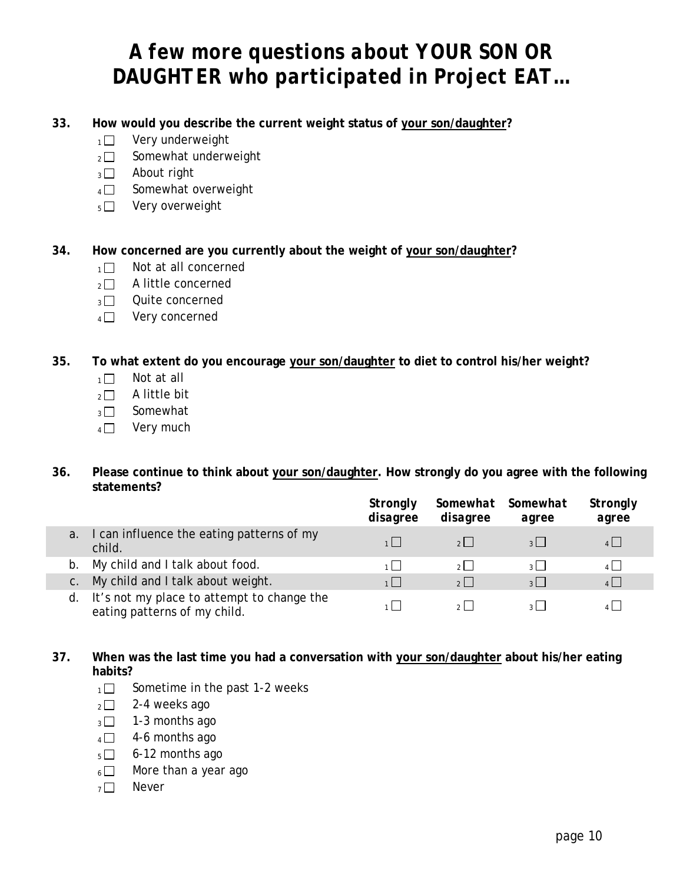# A few more questions about YOUR SON OR DAUGHTER who participated in Project EAT…

**33. How would you describe the current weight status of <u>your son/daughter</u>?**

- 1 ☐ Very underweight
- 2 ☐ Somewhat underweight
- 3 ☐ About right
- 4 ☐ Somewhat overweight
- 5 ☐ Very overweight

**34. How concerned are you currently about the weight of <u>your son/daughter</u>?**

- 1 ☐ Not at all concerned
- 2 ☐ A little concerned
- 3 ☐ Quite concerned
- 4 ☐ Very concerned

**35. To what extent do you encourage <u>your son/daughter</u> to diet to control his/her weight?**

- 1 ☐ Not at all
- 2 ☐ A little bit
- 3 ☐ Somewhat
- 4 ☐ Very much

**36. Please continue to think about <u>your son/daughter</u>. How strongly do you agree with the following statements?**

| | *Strongly disagree* | *Somewhat disagree* | *Somewhat agree* | *Strongly agree* |
|---|---|---|---|---|
| a. I can influence the eating patterns of my child. | 1 ☐ | 2 ☐ | 3 ☐ | 4 ☐ |
| b. My child and I talk about food. | 1 ☐ | 2 ☐ | 3 ☐ | 4 ☐ |
| c. My child and I talk about weight. | 1 ☐ | 2 ☐ | 3 ☐ | 4 ☐ |
| d. It's not my place to attempt to change the eating patterns of my child. | 1 ☐ | 2 ☐ | 3 ☐ | 4 ☐ |

**37. When was the last time you had a conversation with <u>your son/daughter</u> about his/her eating habits?**

- 1 ☐ Sometime in the past 1-2 weeks
- 2 ☐ 2-4 weeks ago
- 3 ☐ 1-3 months ago
- 4 ☐ 4-6 months ago
- 5 ☐ 6-12 months ago
- 6 ☐ More than a year ago
- 7 ☐ Never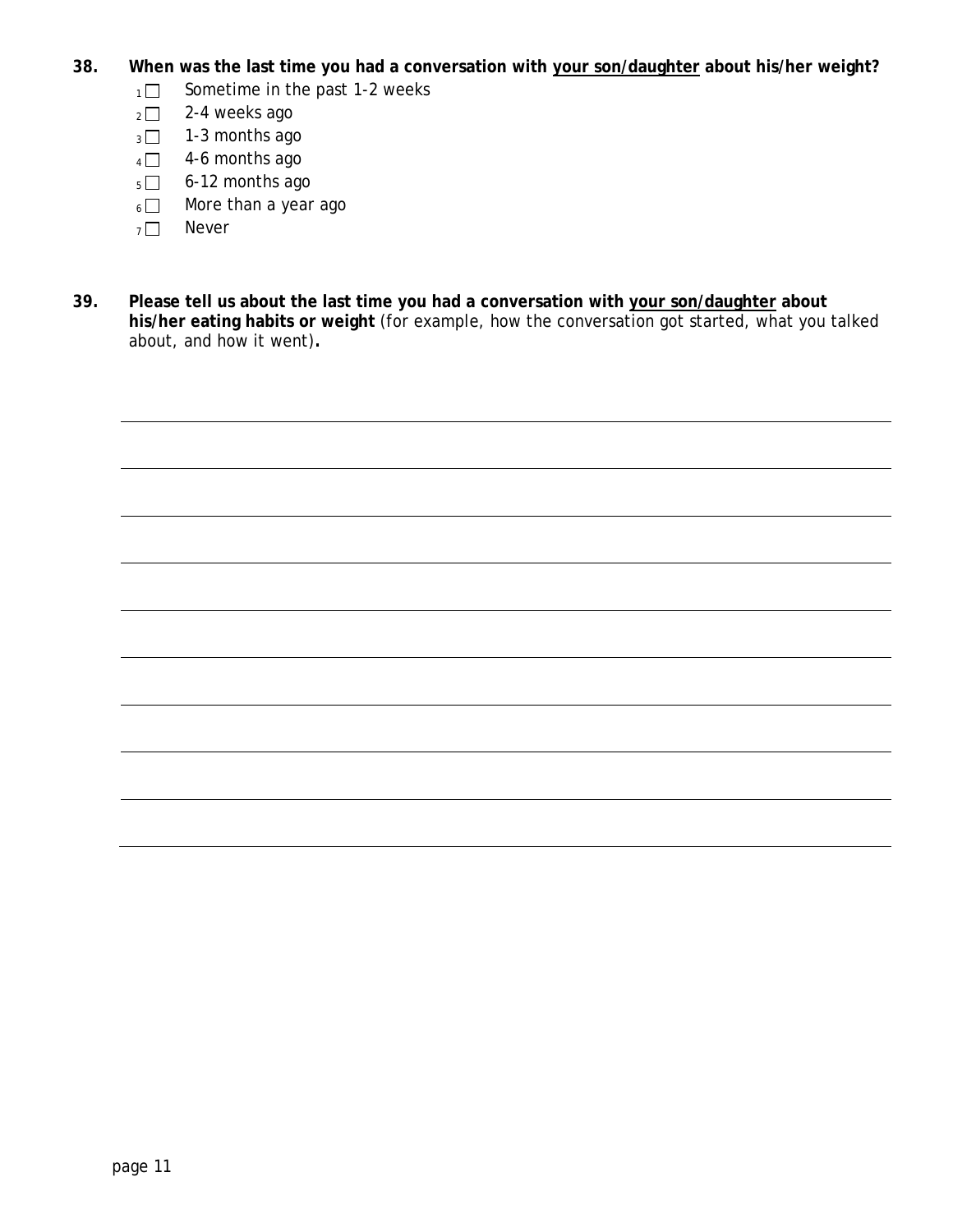**38. When was the last time you had a conversation with <u>your son/daughter</u> about his/her weight?**

- 1 ☐ Sometime in the past 1-2 weeks
- 2 ☐ 2-4 weeks ago
- 3 ☐ 1-3 months ago
- 4 ☐ 4-6 months ago
- 5 ☐ 6-12 months ago
- 6 ☐ More than a year ago
- 7 ☐ Never

**39. Please tell us about the last time you had a conversation with <u>your son/daughter</u> about his/her eating habits or weight** *(for example, how the conversation got started, what you talked about, and how it went)***.**

______________________________________________________________________

______________________________________________________________________

______________________________________________________________________

______________________________________________________________________

______________________________________________________________________

______________________________________________________________________

______________________________________________________________________

______________________________________________________________________

______________________________________________________________________

______________________________________________________________________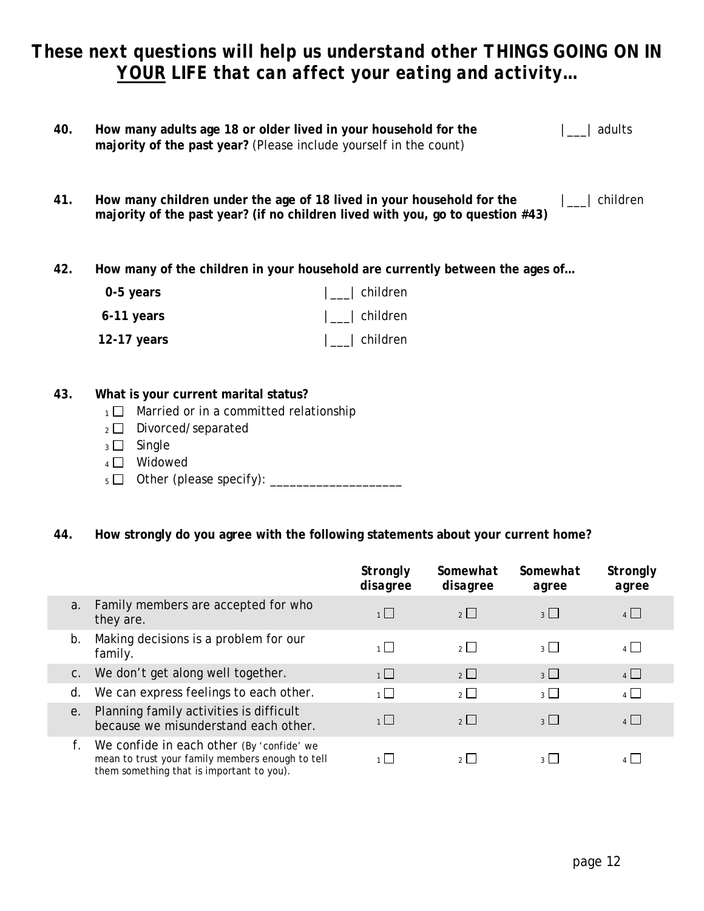# ***These next questions will help us understand other THINGS GOING ON IN <u>YOUR</u> LIFE that can affect your eating and activity…***

**40.** **How many adults age 18 or older lived in your household for the majority of the past year?** (Please include yourself in the count) |___| adults

**41.** **How many children under the age of 18 lived in your household for the majority of the past year? (if no children lived with you, go to question #43)** |___| children

**42.** **How many of the children in your household are currently between the ages of…**

| | |
|---|---|
| **0-5 years** | \|___\| children |
| **6-11 years** | \|___\| children |
| **12-17 years** | \|___\| children |

**43.** **What is your current marital status?**

- 1 ☐ Married or in a committed relationship
- 2 ☐ Divorced/separated
- 3 ☐ Single
- 4 ☐ Widowed
- 5 ☐ Other (please specify): ____________________

**44.** **How strongly do you agree with the following statements about your current home?**

| | | ***Strongly disagree*** | ***Somewhat disagree*** | ***Somewhat agree*** | ***Strongly agree*** |
|---|---|---|---|---|---|
| a. | Family members are accepted for who they are. | 1 ☐ | 2 ☐ | 3 ☐ | 4 ☐ |
| b. | Making decisions is a problem for our family. | 1 ☐ | 2 ☐ | 3 ☐ | 4 ☐ |
| c. | We don't get along well together. | 1 ☐ | 2 ☐ | 3 ☐ | 4 ☐ |
| d. | We can express feelings to each other. | 1 ☐ | 2 ☐ | 3 ☐ | 4 ☐ |
| e. | Planning family activities is difficult because we misunderstand each other. | 1 ☐ | 2 ☐ | 3 ☐ | 4 ☐ |
| f. | We confide in each other (By 'confide' we mean to trust your family members enough to tell them something that is important to you). | 1 ☐ | 2 ☐ | 3 ☐ | 4 ☐ |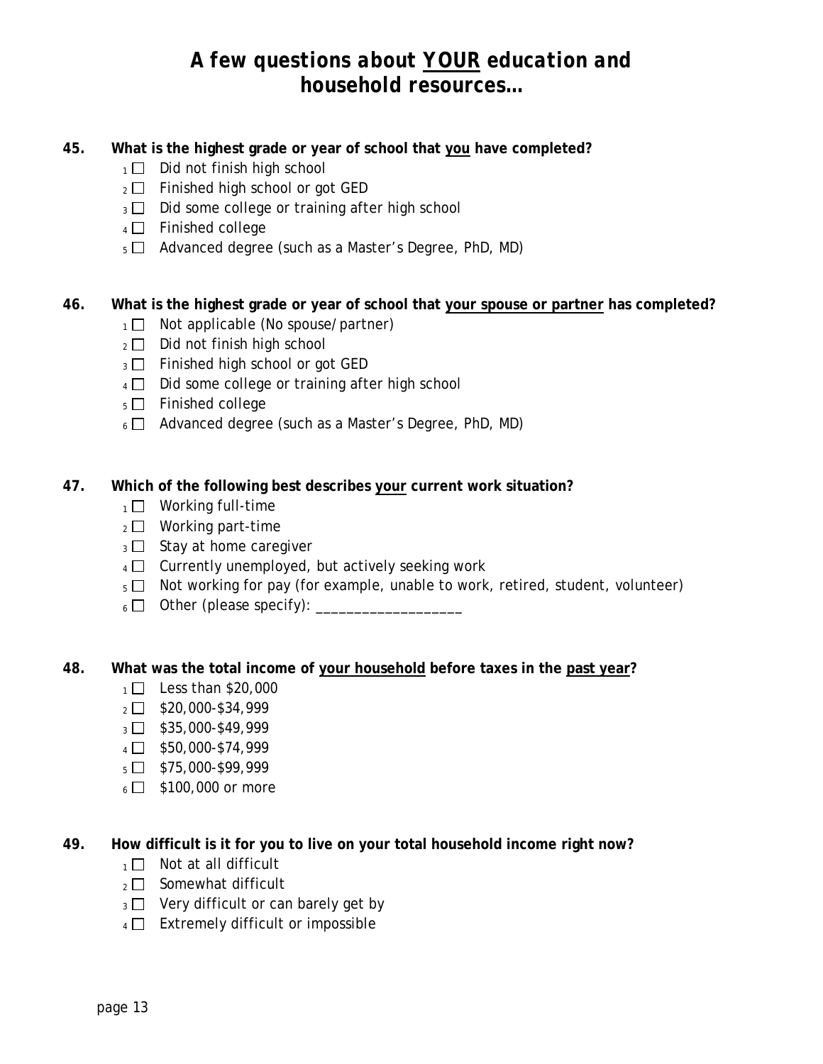# *A few questions about YOUR education and household resources…*

**45. What is the highest grade or year of school that you have completed?**

- 1 ☐ Did not finish high school
- 2 ☐ Finished high school or got GED
- 3 ☐ Did some college or training after high school
- 4 ☐ Finished college
- 5 ☐ Advanced degree (such as a Master's Degree, PhD, MD)

**46. What is the highest grade or year of school that your spouse or partner has completed?**

- 1 ☐ Not applicable (No spouse/partner)
- 2 ☐ Did not finish high school
- 3 ☐ Finished high school or got GED
- 4 ☐ Did some college or training after high school
- 5 ☐ Finished college
- 6 ☐ Advanced degree (such as a Master's Degree, PhD, MD)

**47. Which of the following best describes your current work situation?**

- 1 ☐ Working full-time
- 2 ☐ Working part-time
- 3 ☐ Stay at home caregiver
- 4 ☐ Currently unemployed, but actively seeking work
- 5 ☐ Not working for pay (for example, unable to work, retired, student, volunteer)
- 6 ☐ Other (please specify): ___________________

**48. What was the total income of your household before taxes in the past year?**

- 1 ☐ Less than $20,000
- 2 ☐ $20,000-$34,999
- 3 ☐ $35,000-$49,999
- 4 ☐ $50,000-$74,999
- 5 ☐ $75,000-$99,999
- 6 ☐ $100,000 or more

**49. How difficult is it for you to live on your total household income right now?**

- 1 ☐ Not at all difficult
- 2 ☐ Somewhat difficult
- 3 ☐ Very difficult or can barely get by
- 4 ☐ Extremely difficult or impossible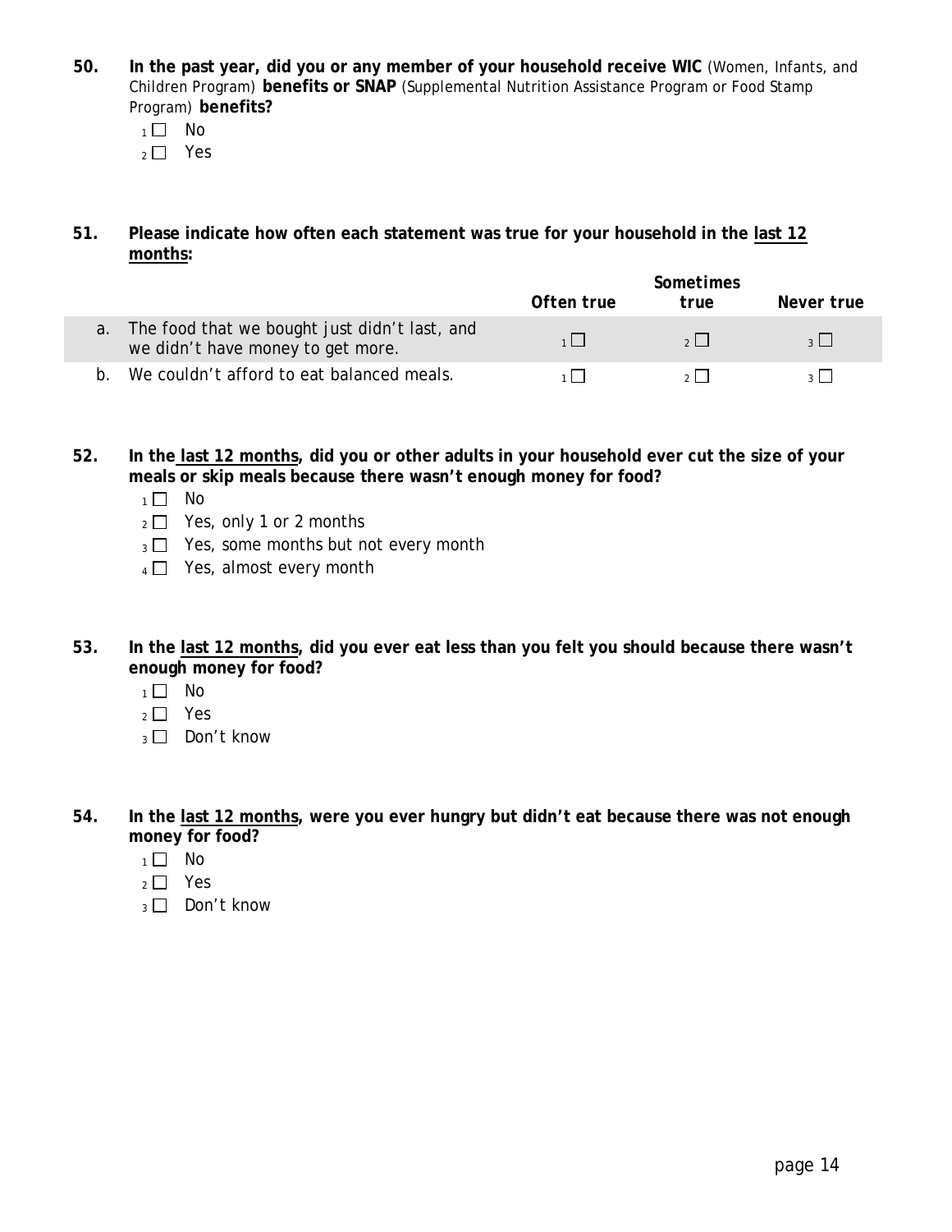**50. In the past year, did you or any member of your household receive WIC** (Women, Infants, and Children Program) **benefits or SNAP** (Supplemental Nutrition Assistance Program or Food Stamp Program) **benefits?**

- 1 ☐ No
- 2 ☐ Yes

**51. Please indicate how often each statement was true for your household in the <u>last 12 months</u>:**

| | Often true | Sometimes true | Never true |
|---|---|---|---|
| a. The food that we bought just didn't last, and we didn't have money to get more. | 1 ☐ | 2 ☐ | 3 ☐ |
| b. We couldn't afford to eat balanced meals. | 1 ☐ | 2 ☐ | 3 ☐ |

**52. In the <u>last 12 months</u>, did you or other adults in your household ever cut the size of your meals or skip meals because there wasn't enough money for food?**

- 1 ☐ No
- 2 ☐ Yes, only 1 or 2 months
- 3 ☐ Yes, some months but not every month
- 4 ☐ Yes, almost every month

**53. In the <u>last 12 months</u>, did you ever eat less than you felt you should because there wasn't enough money for food?**

- 1 ☐ No
- 2 ☐ Yes
- 3 ☐ Don't know

**54. In the <u>last 12 months</u>, were you ever hungry but didn't eat because there was not enough money for food?**

- 1 ☐ No
- 2 ☐ Yes
- 3 ☐ Don't know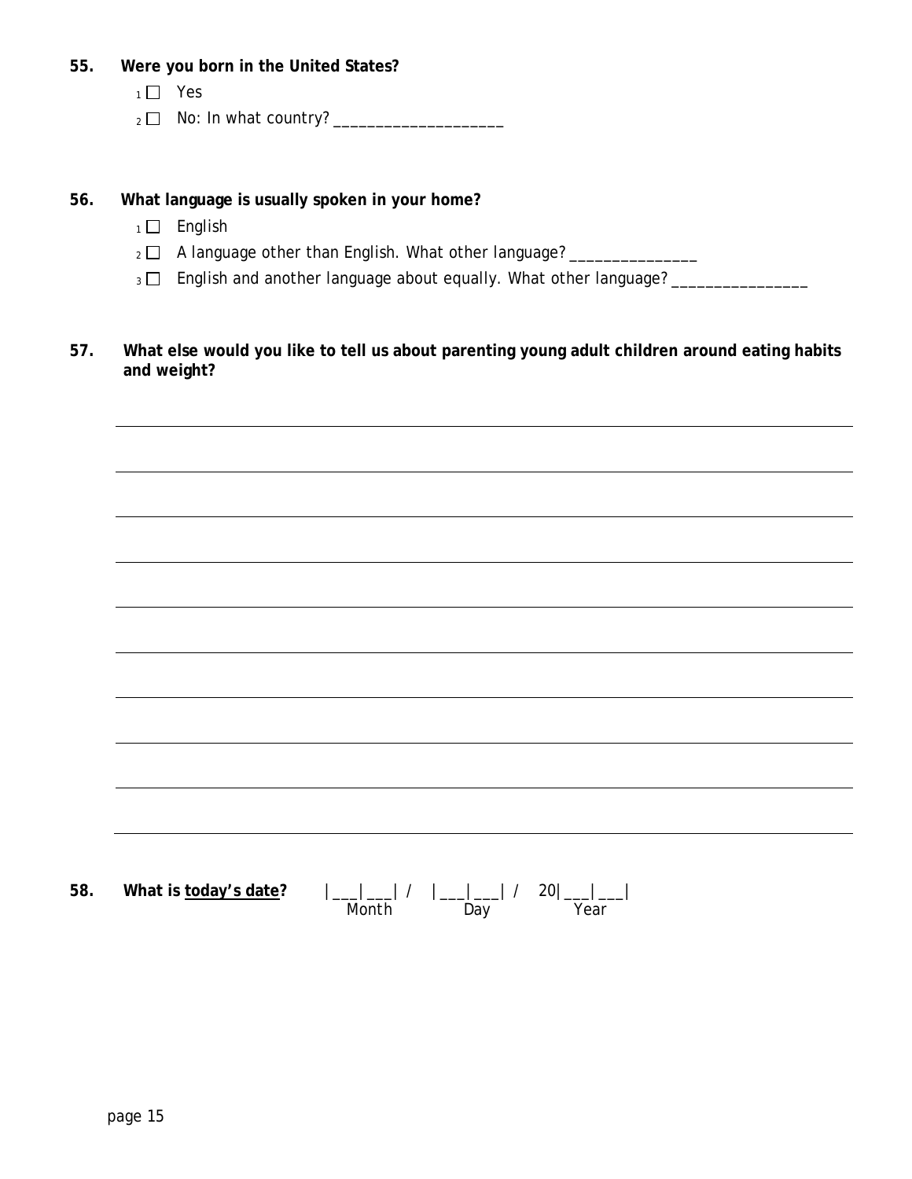**55. Were you born in the United States?**

- 1 ☐ Yes
- 2 ☐ No: In what country? ____________________

**56. What language is usually spoken in your home?**

- 1 ☐ English
- 2 ☐ A language other than English. What other language? _______________
- 3 ☐ English and another language about equally. What other language? ________________

**57. What else would you like to tell us about parenting young adult children around eating habits and weight?**

_______________________________________________________________________________

_______________________________________________________________________________

_______________________________________________________________________________

_______________________________________________________________________________

_______________________________________________________________________________

_______________________________________________________________________________

_______________________________________________________________________________

_______________________________________________________________________________

_______________________________________________________________________________

_______________________________________________________________________________

**58. What is <u>today's date</u>?** |___|___| / |___|___| / 20|___|___|

Month Day Year